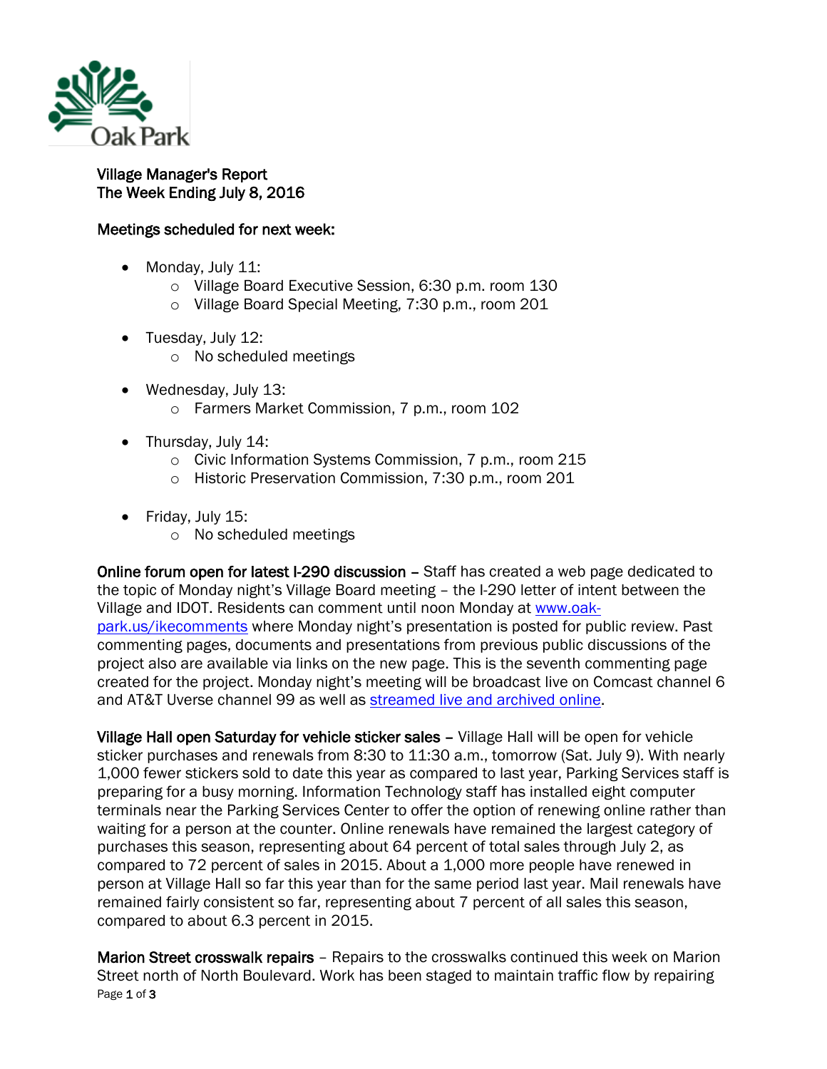Oak Park

**Village Manager's Report**
**The Week Ending July 8, 2016**

**Meetings scheduled for next week:**

- Monday, July 11:
  - Village Board Executive Session, 6:30 p.m. room 130
  - Village Board Special Meeting, 7:30 p.m., room 201
- Tuesday, July 12:
  - No scheduled meetings
- Wednesday, July 13:
  - Farmers Market Commission, 7 p.m., room 102
- Thursday, July 14:
  - Civic Information Systems Commission, 7 p.m., room 215
  - Historic Preservation Commission, 7:30 p.m., room 201
- Friday, July 15:
  - No scheduled meetings

**Online forum open for latest I-290 discussion** – Staff has created a web page dedicated to the topic of Monday night's Village Board meeting – the I-290 letter of intent between the Village and IDOT. Residents can comment until noon Monday at [www.oak-park.us/ikecomments](www.oak-park.us/ikecomments) where Monday night's presentation is posted for public review. Past commenting pages, documents and presentations from previous public discussions of the project also are available via links on the new page. This is the seventh commenting page created for the project. Monday night's meeting will be broadcast live on Comcast channel 6 and AT&T Uverse channel 99 as well as streamed live and archived online.

**Village Hall open Saturday for vehicle sticker sales** – Village Hall will be open for vehicle sticker purchases and renewals from 8:30 to 11:30 a.m., tomorrow (Sat. July 9). With nearly 1,000 fewer stickers sold to date this year as compared to last year, Parking Services staff is preparing for a busy morning. Information Technology staff has installed eight computer terminals near the Parking Services Center to offer the option of renewing online rather than waiting for a person at the counter. Online renewals have remained the largest category of purchases this season, representing about 64 percent of total sales through July 2, as compared to 72 percent of sales in 2015. About a 1,000 more people have renewed in person at Village Hall so far this year than for the same period last year. Mail renewals have remained fairly consistent so far, representing about 7 percent of all sales this season, compared to about 6.3 percent in 2015.

**Marion Street crosswalk repairs** – Repairs to the crosswalks continued this week on Marion Street north of North Boulevard. Work has been staged to maintain traffic flow by repairing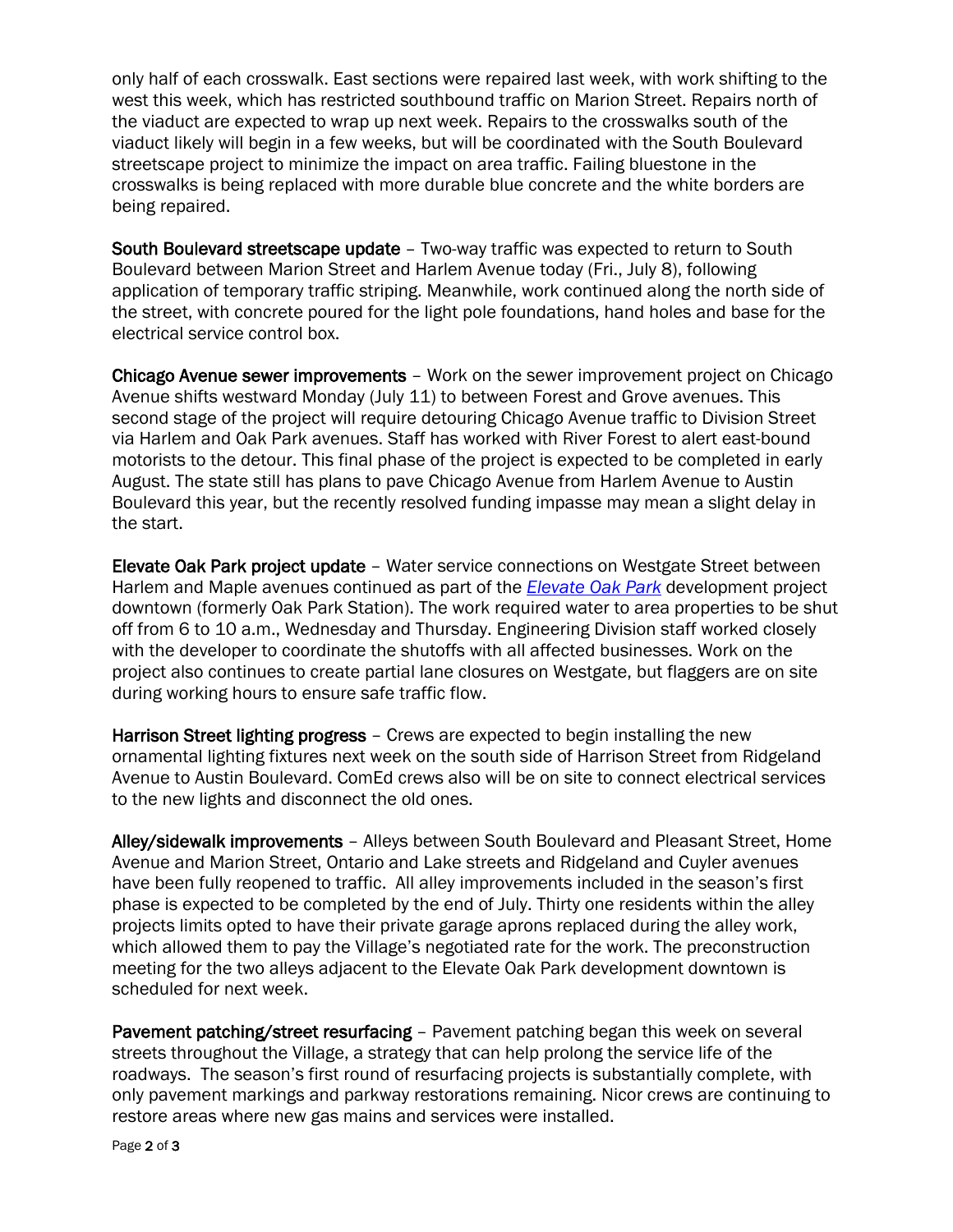only half of each crosswalk. East sections were repaired last week, with work shifting to the west this week, which has restricted southbound traffic on Marion Street. Repairs north of the viaduct are expected to wrap up next week. Repairs to the crosswalks south of the viaduct likely will begin in a few weeks, but will be coordinated with the South Boulevard streetscape project to minimize the impact on area traffic. Failing bluestone in the crosswalks is being replaced with more durable blue concrete and the white borders are being repaired.

**South Boulevard streetscape update** – Two-way traffic was expected to return to South Boulevard between Marion Street and Harlem Avenue today (Fri., July 8), following application of temporary traffic striping. Meanwhile, work continued along the north side of the street, with concrete poured for the light pole foundations, hand holes and base for the electrical service control box.

**Chicago Avenue sewer improvements** – Work on the sewer improvement project on Chicago Avenue shifts westward Monday (July 11) to between Forest and Grove avenues. This second stage of the project will require detouring Chicago Avenue traffic to Division Street via Harlem and Oak Park avenues. Staff has worked with River Forest to alert east-bound motorists to the detour. This final phase of the project is expected to be completed in early August. The state still has plans to pave Chicago Avenue from Harlem Avenue to Austin Boulevard this year, but the recently resolved funding impasse may mean a slight delay in the start.

**Elevate Oak Park project update** – Water service connections on Westgate Street between Harlem and Maple avenues continued as part of the *Elevate Oak Park* development project downtown (formerly Oak Park Station). The work required water to area properties to be shut off from 6 to 10 a.m., Wednesday and Thursday. Engineering Division staff worked closely with the developer to coordinate the shutoffs with all affected businesses. Work on the project also continues to create partial lane closures on Westgate, but flaggers are on site during working hours to ensure safe traffic flow.

**Harrison Street lighting progress** – Crews are expected to begin installing the new ornamental lighting fixtures next week on the south side of Harrison Street from Ridgeland Avenue to Austin Boulevard. ComEd crews also will be on site to connect electrical services to the new lights and disconnect the old ones.

**Alley/sidewalk improvements** – Alleys between South Boulevard and Pleasant Street, Home Avenue and Marion Street, Ontario and Lake streets and Ridgeland and Cuyler avenues have been fully reopened to traffic. All alley improvements included in the season's first phase is expected to be completed by the end of July. Thirty one residents within the alley projects limits opted to have their private garage aprons replaced during the alley work, which allowed them to pay the Village's negotiated rate for the work. The preconstruction meeting for the two alleys adjacent to the Elevate Oak Park development downtown is scheduled for next week.

**Pavement patching/street resurfacing** – Pavement patching began this week on several streets throughout the Village, a strategy that can help prolong the service life of the roadways. The season's first round of resurfacing projects is substantially complete, with only pavement markings and parkway restorations remaining. Nicor crews are continuing to restore areas where new gas mains and services were installed.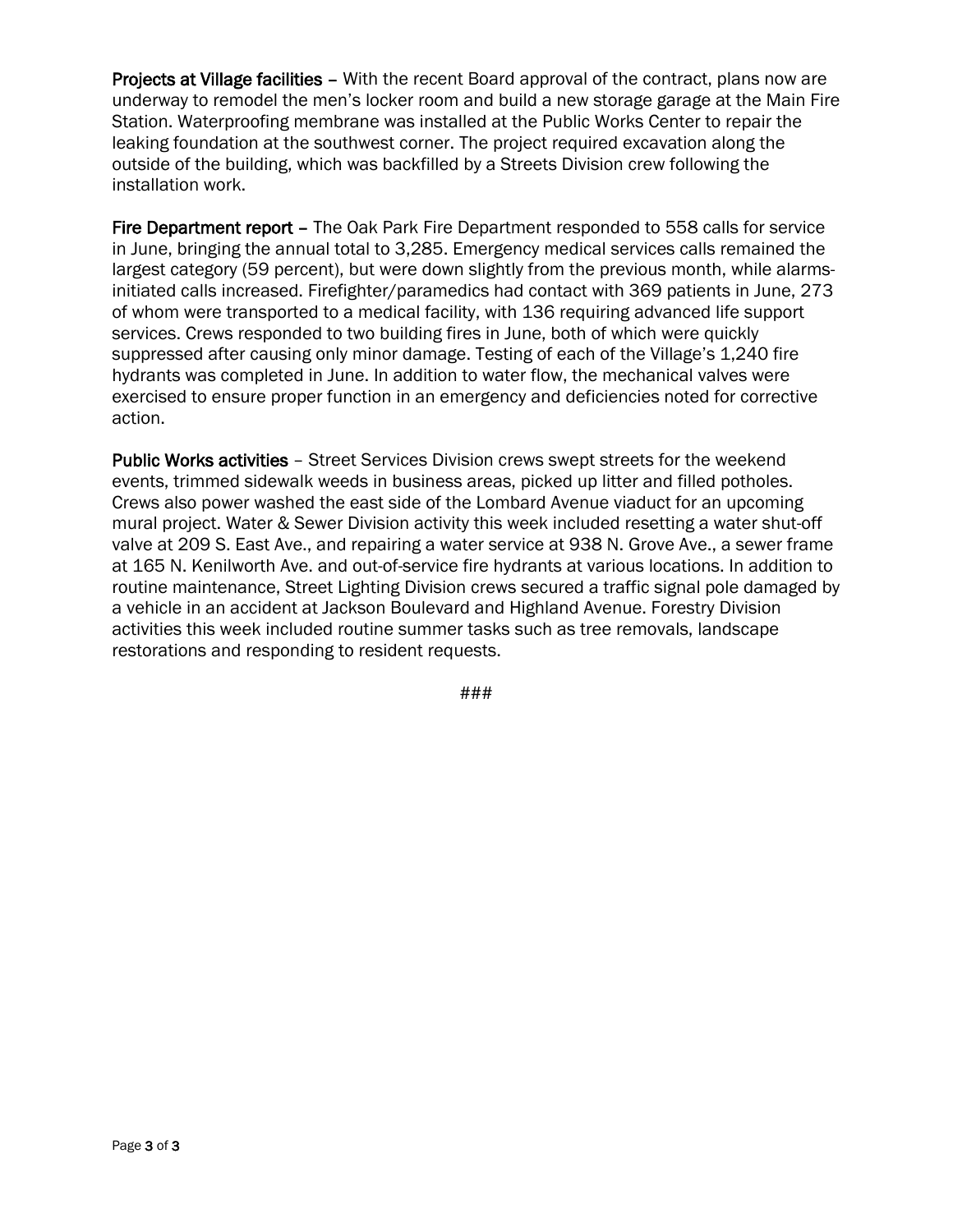**Projects at Village facilities** – With the recent Board approval of the contract, plans now are underway to remodel the men's locker room and build a new storage garage at the Main Fire Station. Waterproofing membrane was installed at the Public Works Center to repair the leaking foundation at the southwest corner. The project required excavation along the outside of the building, which was backfilled by a Streets Division crew following the installation work.

**Fire Department report** – The Oak Park Fire Department responded to 558 calls for service in June, bringing the annual total to 3,285. Emergency medical services calls remained the largest category (59 percent), but were down slightly from the previous month, while alarms-initiated calls increased. Firefighter/paramedics had contact with 369 patients in June, 273 of whom were transported to a medical facility, with 136 requiring advanced life support services. Crews responded to two building fires in June, both of which were quickly suppressed after causing only minor damage. Testing of each of the Village's 1,240 fire hydrants was completed in June. In addition to water flow, the mechanical valves were exercised to ensure proper function in an emergency and deficiencies noted for corrective action.

**Public Works activities** – Street Services Division crews swept streets for the weekend events, trimmed sidewalk weeds in business areas, picked up litter and filled potholes. Crews also power washed the east side of the Lombard Avenue viaduct for an upcoming mural project. Water & Sewer Division activity this week included resetting a water shut-off valve at 209 S. East Ave., and repairing a water service at 938 N. Grove Ave., a sewer frame at 165 N. Kenilworth Ave. and out-of-service fire hydrants at various locations. In addition to routine maintenance, Street Lighting Division crews secured a traffic signal pole damaged by a vehicle in an accident at Jackson Boulevard and Highland Avenue. Forestry Division activities this week included routine summer tasks such as tree removals, landscape restorations and responding to resident requests.

###